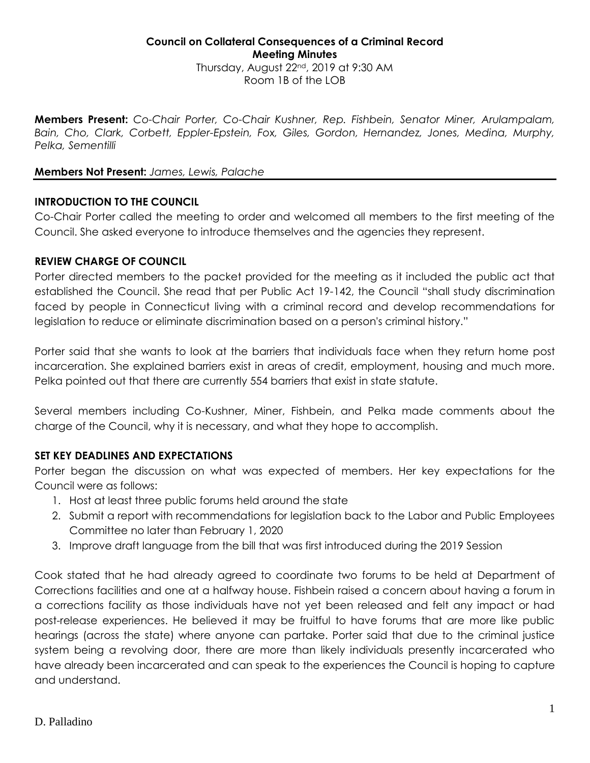**Council on Collateral Consequences of a Criminal Record**
**Meeting Minutes**
Thursday, August 22nd, 2019 at 9:30 AM
Room 1B of the LOB

**Members Present:** *Co-Chair Porter, Co-Chair Kushner, Rep. Fishbein, Senator Miner, Arulampalam, Bain, Cho, Clark, Corbett, Eppler-Epstein, Fox, Giles, Gordon, Hernandez, Jones, Medina, Murphy, Pelka, Sementilli*

**Members Not Present:** *James, Lewis, Palache*

## INTRODUCTION TO THE COUNCIL

Co-Chair Porter called the meeting to order and welcomed all members to the first meeting of the Council. She asked everyone to introduce themselves and the agencies they represent.

## REVIEW CHARGE OF COUNCIL

Porter directed members to the packet provided for the meeting as it included the public act that established the Council. She read that per Public Act 19-142, the Council "shall study discrimination faced by people in Connecticut living with a criminal record and develop recommendations for legislation to reduce or eliminate discrimination based on a person's criminal history."

Porter said that she wants to look at the barriers that individuals face when they return home post incarceration. She explained barriers exist in areas of credit, employment, housing and much more. Pelka pointed out that there are currently 554 barriers that exist in state statute.

Several members including Co-Kushner, Miner, Fishbein, and Pelka made comments about the charge of the Council, why it is necessary, and what they hope to accomplish.

## SET KEY DEADLINES AND EXPECTATIONS

Porter began the discussion on what was expected of members. Her key expectations for the Council were as follows:

1. Host at least three public forums held around the state
2. Submit a report with recommendations for legislation back to the Labor and Public Employees Committee no later than February 1, 2020
3. Improve draft language from the bill that was first introduced during the 2019 Session

Cook stated that he had already agreed to coordinate two forums to be held at Department of Corrections facilities and one at a halfway house. Fishbein raised a concern about having a forum in a corrections facility as those individuals have not yet been released and felt any impact or had post-release experiences. He believed it may be fruitful to have forums that are more like public hearings (across the state) where anyone can partake. Porter said that due to the criminal justice system being a revolving door, there are more than likely individuals presently incarcerated who have already been incarcerated and can speak to the experiences the Council is hoping to capture and understand.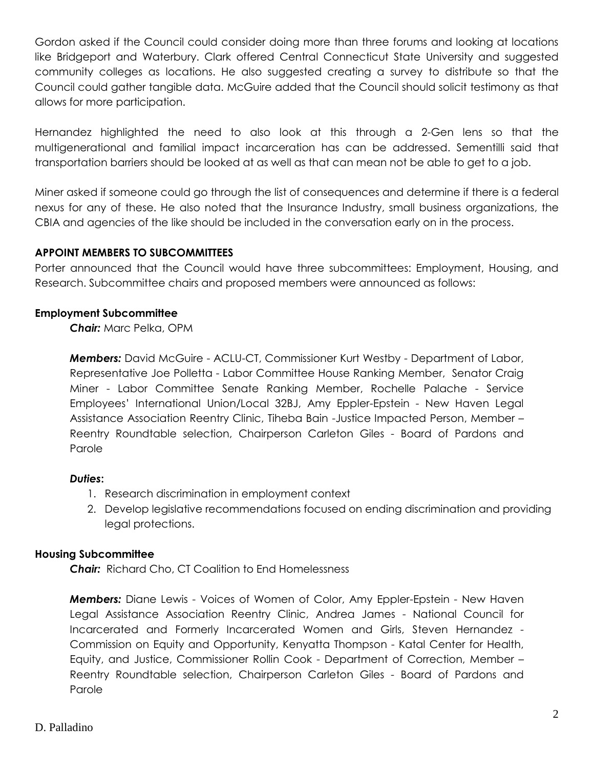Gordon asked if the Council could consider doing more than three forums and looking at locations like Bridgeport and Waterbury. Clark offered Central Connecticut State University and suggested community colleges as locations. He also suggested creating a survey to distribute so that the Council could gather tangible data. McGuire added that the Council should solicit testimony as that allows for more participation.

Hernandez highlighted the need to also look at this through a 2-Gen lens so that the multigenerational and familial impact incarceration has can be addressed. Sementilli said that transportation barriers should be looked at as well as that can mean not be able to get to a job.

Miner asked if someone could go through the list of consequences and determine if there is a federal nexus for any of these. He also noted that the Insurance Industry, small business organizations, the CBIA and agencies of the like should be included in the conversation early on in the process.

## APPOINT MEMBERS TO SUBCOMMITTEES

Porter announced that the Council would have three subcommittees: Employment, Housing, and Research. Subcommittee chairs and proposed members were announced as follows:

### Employment Subcommittee

***Chair:*** Marc Pelka, OPM

***Members:*** David McGuire - ACLU-CT, Commissioner Kurt Westby - Department of Labor, Representative Joe Polletta - Labor Committee House Ranking Member, Senator Craig Miner - Labor Committee Senate Ranking Member, Rochelle Palache - Service Employees' International Union/Local 32BJ, Amy Eppler-Epstein - New Haven Legal Assistance Association Reentry Clinic, Tiheba Bain -Justice Impacted Person, Member – Reentry Roundtable selection, Chairperson Carleton Giles - Board of Pardons and Parole

***Duties*:**

1. Research discrimination in employment context
2. Develop legislative recommendations focused on ending discrimination and providing legal protections.

### Housing Subcommittee

***Chair:*** Richard Cho, CT Coalition to End Homelessness

***Members:*** Diane Lewis - Voices of Women of Color, Amy Eppler-Epstein - New Haven Legal Assistance Association Reentry Clinic, Andrea James - National Council for Incarcerated and Formerly Incarcerated Women and Girls, Steven Hernandez - Commission on Equity and Opportunity, Kenyatta Thompson - Katal Center for Health, Equity, and Justice, Commissioner Rollin Cook - Department of Correction, Member – Reentry Roundtable selection, Chairperson Carleton Giles - Board of Pardons and Parole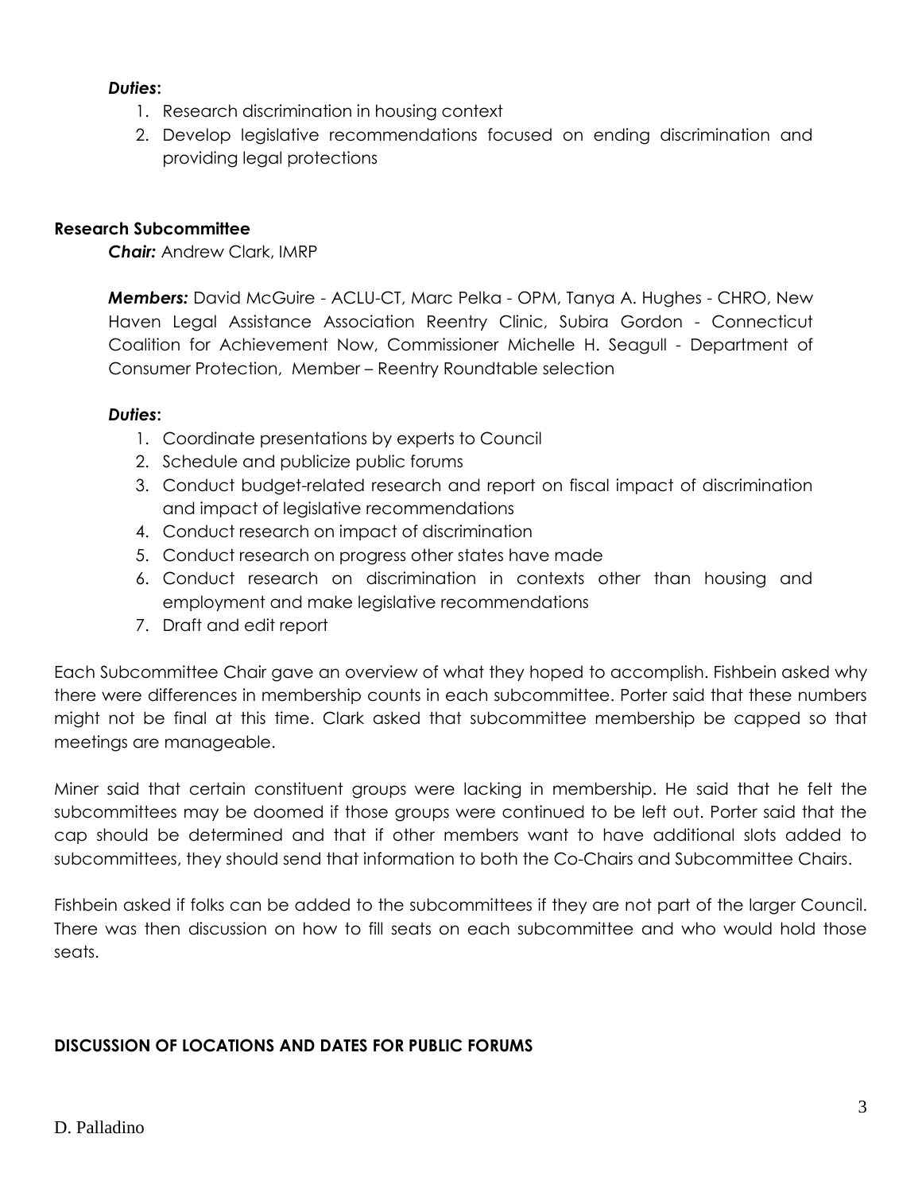***Duties*:**

1. Research discrimination in housing context
2. Develop legislative recommendations focused on ending discrimination and providing legal protections

**Research Subcommittee**

***Chair:*** Andrew Clark, IMRP

***Members:*** David McGuire - ACLU-CT, Marc Pelka - OPM, Tanya A. Hughes - CHRO, New Haven Legal Assistance Association Reentry Clinic, Subira Gordon - Connecticut Coalition for Achievement Now, Commissioner Michelle H. Seagull - Department of Consumer Protection, Member – Reentry Roundtable selection

***Duties*:**

1. Coordinate presentations by experts to Council
2. Schedule and publicize public forums
3. Conduct budget-related research and report on fiscal impact of discrimination and impact of legislative recommendations
4. Conduct research on impact of discrimination
5. Conduct research on progress other states have made
6. Conduct research on discrimination in contexts other than housing and employment and make legislative recommendations
7. Draft and edit report

Each Subcommittee Chair gave an overview of what they hoped to accomplish. Fishbein asked why there were differences in membership counts in each subcommittee. Porter said that these numbers might not be final at this time. Clark asked that subcommittee membership be capped so that meetings are manageable.

Miner said that certain constituent groups were lacking in membership. He said that he felt the subcommittees may be doomed if those groups were continued to be left out. Porter said that the cap should be determined and that if other members want to have additional slots added to subcommittees, they should send that information to both the Co-Chairs and Subcommittee Chairs.

Fishbein asked if folks can be added to the subcommittees if they are not part of the larger Council. There was then discussion on how to fill seats on each subcommittee and who would hold those seats.

**DISCUSSION OF LOCATIONS AND DATES FOR PUBLIC FORUMS**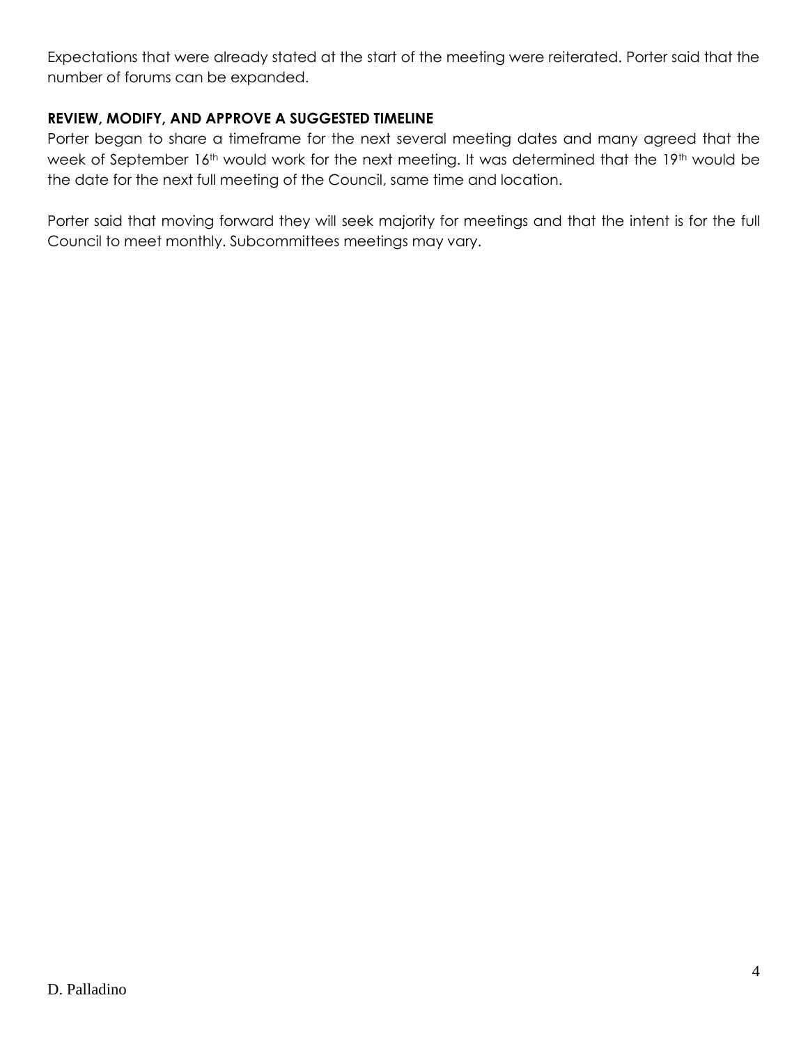Expectations that were already stated at the start of the meeting were reiterated. Porter said that the number of forums can be expanded.

**REVIEW, MODIFY, AND APPROVE A SUGGESTED TIMELINE**

Porter began to share a timeframe for the next several meeting dates and many agreed that the week of September 16th would work for the next meeting. It was determined that the 19th would be the date for the next full meeting of the Council, same time and location.

Porter said that moving forward they will seek majority for meetings and that the intent is for the full Council to meet monthly. Subcommittees meetings may vary.

D. Palladino